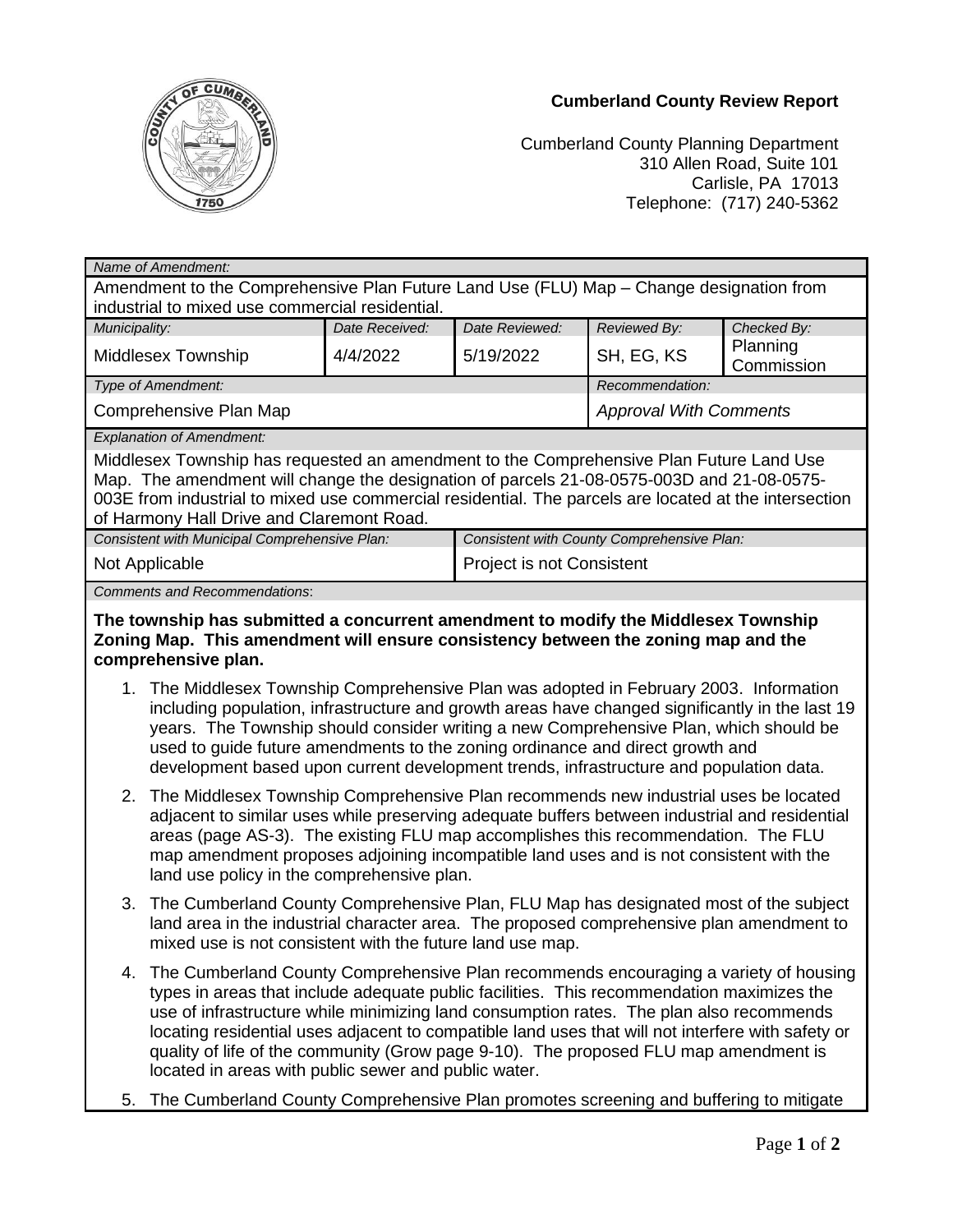**Cumberland County Review Report**

Cumberland County Planning Department
310 Allen Road, Suite 101
Carlisle, PA 17013
Telephone: (717) 240-5362

| *Name of Amendment:* | | | | |
|---|---|---|---|---|
| Amendment to the Comprehensive Plan Future Land Use (FLU) Map – Change designation from industrial to mixed use commercial residential. | | | | |
| *Municipality:* | *Date Received:* | *Date Reviewed:* | *Reviewed By:* | *Checked By:* |
| Middlesex Township | 4/4/2022 | 5/19/2022 | SH, EG, KS | Planning Commission |
| *Type of Amendment:* | | | *Recommendation:* | |
| Comprehensive Plan Map | | | *Approval With Comments* | |
| *Explanation of Amendment:* | | | | |
| Middlesex Township has requested an amendment to the Comprehensive Plan Future Land Use Map. The amendment will change the designation of parcels 21-08-0575-003D and 21-08-0575-003E from industrial to mixed use commercial residential. The parcels are located at the intersection of Harmony Hall Drive and Claremont Road. | | | | |
| *Consistent with Municipal Comprehensive Plan:* | | *Consistent with County Comprehensive Plan:* | | |
| Not Applicable | | Project is not Consistent | | |

*Comments and Recommendations*:

**The township has submitted a concurrent amendment to modify the Middlesex Township Zoning Map. This amendment will ensure consistency between the zoning map and the comprehensive plan.**

1. The Middlesex Township Comprehensive Plan was adopted in February 2003. Information including population, infrastructure and growth areas have changed significantly in the last 19 years. The Township should consider writing a new Comprehensive Plan, which should be used to guide future amendments to the zoning ordinance and direct growth and development based upon current development trends, infrastructure and population data.
2. The Middlesex Township Comprehensive Plan recommends new industrial uses be located adjacent to similar uses while preserving adequate buffers between industrial and residential areas (page AS-3). The existing FLU map accomplishes this recommendation. The FLU map amendment proposes adjoining incompatible land uses and is not consistent with the land use policy in the comprehensive plan.
3. The Cumberland County Comprehensive Plan, FLU Map has designated most of the subject land area in the industrial character area. The proposed comprehensive plan amendment to mixed use is not consistent with the future land use map.
4. The Cumberland County Comprehensive Plan recommends encouraging a variety of housing types in areas that include adequate public facilities. This recommendation maximizes the use of infrastructure while minimizing land consumption rates. The plan also recommends locating residential uses adjacent to compatible land uses that will not interfere with safety or quality of life of the community (Grow page 9-10). The proposed FLU map amendment is located in areas with public sewer and public water.
5. The Cumberland County Comprehensive Plan promotes screening and buffering to mitigate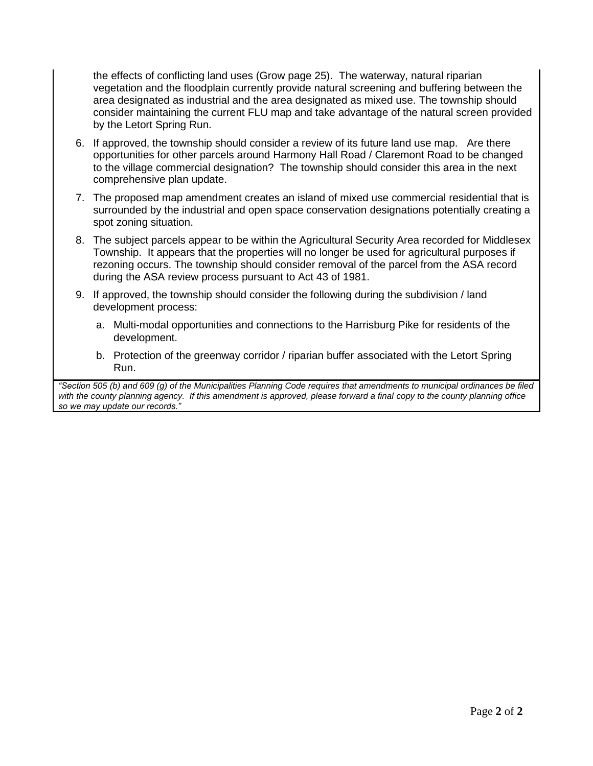the effects of conflicting land uses (Grow page 25). The waterway, natural riparian vegetation and the floodplain currently provide natural screening and buffering between the area designated as industrial and the area designated as mixed use. The township should consider maintaining the current FLU map and take advantage of the natural screen provided by the Letort Spring Run.

6. If approved, the township should consider a review of its future land use map. Are there opportunities for other parcels around Harmony Hall Road / Claremont Road to be changed to the village commercial designation? The township should consider this area in the next comprehensive plan update.

7. The proposed map amendment creates an island of mixed use commercial residential that is surrounded by the industrial and open space conservation designations potentially creating a spot zoning situation.

8. The subject parcels appear to be within the Agricultural Security Area recorded for Middlesex Township. It appears that the properties will no longer be used for agricultural purposes if rezoning occurs. The township should consider removal of the parcel from the ASA record during the ASA review process pursuant to Act 43 of 1981.

9. If approved, the township should consider the following during the subdivision / land development process:

   a. Multi-modal opportunities and connections to the Harrisburg Pike for residents of the development.

   b. Protection of the greenway corridor / riparian buffer associated with the Letort Spring Run.

*"Section 505 (b) and 609 (g) of the Municipalities Planning Code requires that amendments to municipal ordinances be filed with the county planning agency. If this amendment is approved, please forward a final copy to the county planning office so we may update our records."*